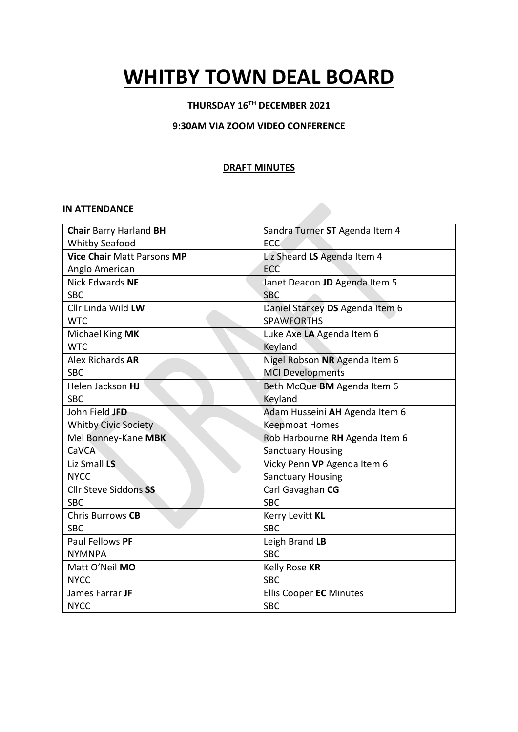# WHITBY TOWN DEAL BOARD

**THURSDAY 16[TH] DECEMBER 2021**

**9:30AM VIA ZOOM VIDEO CONFERENCE**

**DRAFT MINUTES**

**IN ATTENDANCE**

| | |
|---|---|
| **Chair** Barry Harland **BH**<br>Whitby Seafood | Sandra Turner **ST** Agenda Item 4<br>ECC |
| **Vice Chair** Matt Parsons **MP**<br>Anglo American | Liz Sheard **LS** Agenda Item 4<br>ECC |
| Nick Edwards **NE**<br>SBC | Janet Deacon **JD** Agenda Item 5<br>SBC |
| Cllr Linda Wild **LW**<br>WTC | Daniel Starkey **DS** Agenda Item 6<br>SPAWFORTHS |
| Michael King **MK**<br>WTC | Luke Axe **LA** Agenda Item 6<br>Keyland |
| Alex Richards **AR**<br>SBC | Nigel Robson **NR** Agenda Item 6<br>MCI Developments |
| Helen Jackson **HJ**<br>SBC | Beth McQue **BM** Agenda Item 6<br>Keyland |
| John Field **JFD**<br>Whitby Civic Society | Adam Husseini **AH** Agenda Item 6<br>Keepmoat Homes |
| Mel Bonney-Kane **MBK**<br>CaVCA | Rob Harbourne **RH** Agenda Item 6<br>Sanctuary Housing |
| Liz Small **LS**<br>NYCC | Vicky Penn **VP** Agenda Item 6<br>Sanctuary Housing |
| Cllr Steve Siddons **SS**<br>SBC | Carl Gavaghan **CG**<br>SBC |
| Chris Burrows **CB**<br>SBC | Kerry Levitt **KL**<br>SBC |
| Paul Fellows **PF**<br>NYMNPA | Leigh Brand **LB**<br>SBC |
| Matt O'Neil **MO**<br>NYCC | Kelly Rose **KR**<br>SBC |
| James Farrar **JF**<br>NYCC | Ellis Cooper **EC** Minutes<br>SBC |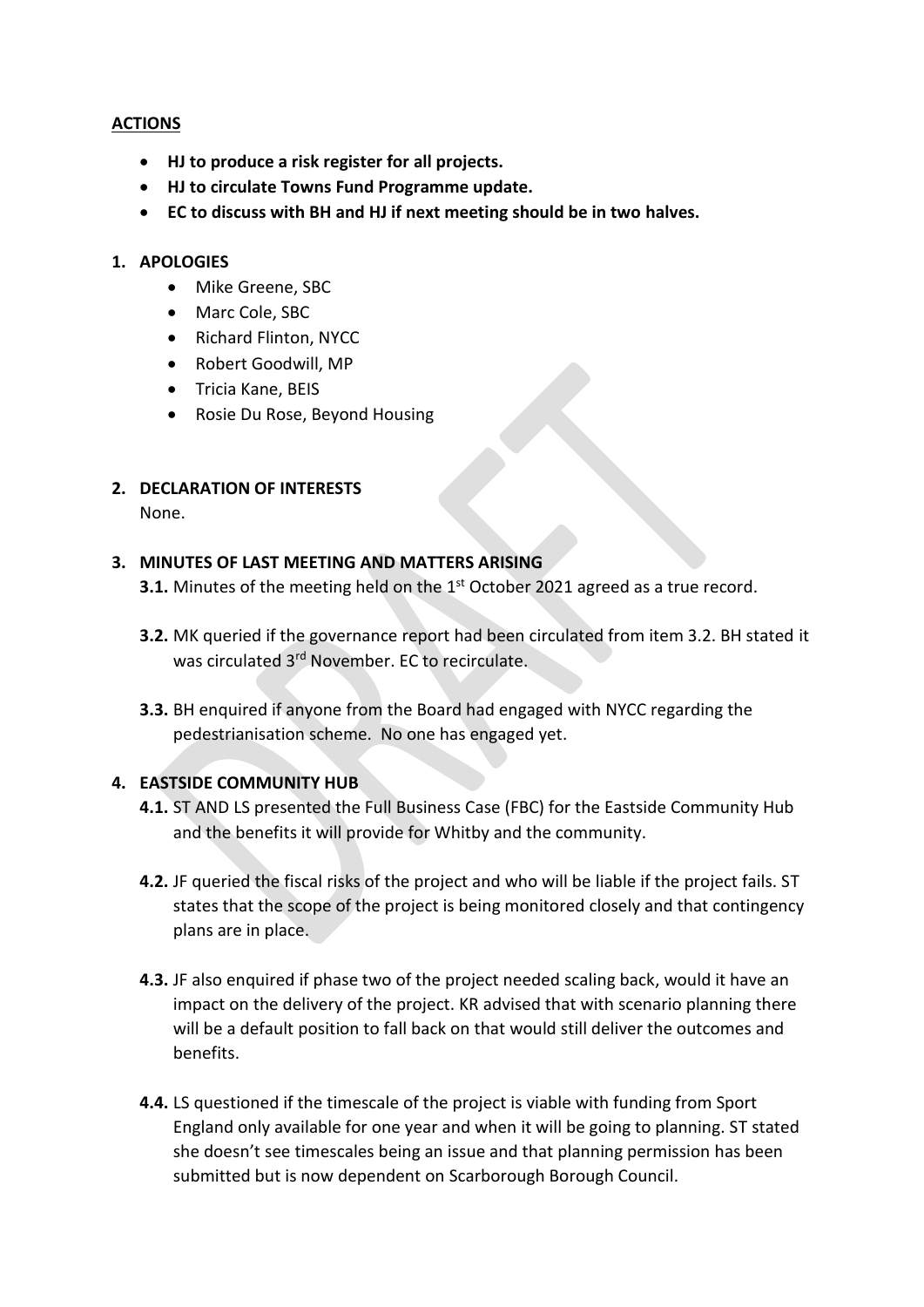**ACTIONS**

- **HJ to produce a risk register for all projects.**
- **HJ to circulate Towns Fund Programme update.**
- **EC to discuss with BH and HJ if next meeting should be in two halves.**

**1. APOLOGIES**

- Mike Greene, SBC
- Marc Cole, SBC
- Richard Flinton, NYCC
- Robert Goodwill, MP
- Tricia Kane, BEIS
- Rosie Du Rose, Beyond Housing

**2. DECLARATION OF INTERESTS**

None.

**3. MINUTES OF LAST MEETING AND MATTERS ARISING**

**3.1.** Minutes of the meeting held on the 1st October 2021 agreed as a true record.

**3.2.** MK queried if the governance report had been circulated from item 3.2. BH stated it was circulated 3rd November. EC to recirculate.

**3.3.** BH enquired if anyone from the Board had engaged with NYCC regarding the pedestrianisation scheme. No one has engaged yet.

**4. EASTSIDE COMMUNITY HUB**

**4.1.** ST AND LS presented the Full Business Case (FBC) for the Eastside Community Hub and the benefits it will provide for Whitby and the community.

**4.2.** JF queried the fiscal risks of the project and who will be liable if the project fails. ST states that the scope of the project is being monitored closely and that contingency plans are in place.

**4.3.** JF also enquired if phase two of the project needed scaling back, would it have an impact on the delivery of the project. KR advised that with scenario planning there will be a default position to fall back on that would still deliver the outcomes and benefits.

**4.4.** LS questioned if the timescale of the project is viable with funding from Sport England only available for one year and when it will be going to planning. ST stated she doesn't see timescales being an issue and that planning permission has been submitted but is now dependent on Scarborough Borough Council.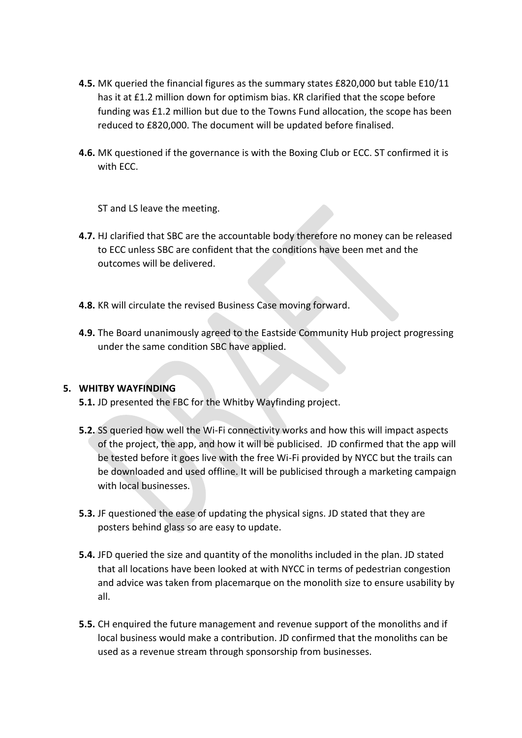**4.5.** MK queried the financial figures as the summary states £820,000 but table E10/11 has it at £1.2 million down for optimism bias. KR clarified that the scope before funding was £1.2 million but due to the Towns Fund allocation, the scope has been reduced to £820,000. The document will be updated before finalised.

**4.6.** MK questioned if the governance is with the Boxing Club or ECC. ST confirmed it is with ECC.

ST and LS leave the meeting.

**4.7.** HJ clarified that SBC are the accountable body therefore no money can be released to ECC unless SBC are confident that the conditions have been met and the outcomes will be delivered.

**4.8.** KR will circulate the revised Business Case moving forward.

**4.9.** The Board unanimously agreed to the Eastside Community Hub project progressing under the same condition SBC have applied.

**5. WHITBY WAYFINDING**

**5.1.** JD presented the FBC for the Whitby Wayfinding project.

**5.2.** SS queried how well the Wi-Fi connectivity works and how this will impact aspects of the project, the app, and how it will be publicised. JD confirmed that the app will be tested before it goes live with the free Wi-Fi provided by NYCC but the trails can be downloaded and used offline. It will be publicised through a marketing campaign with local businesses.

**5.3.** JF questioned the ease of updating the physical signs. JD stated that they are posters behind glass so are easy to update.

**5.4.** JFD queried the size and quantity of the monoliths included in the plan. JD stated that all locations have been looked at with NYCC in terms of pedestrian congestion and advice was taken from placemarque on the monolith size to ensure usability by all.

**5.5.** CH enquired the future management and revenue support of the monoliths and if local business would make a contribution. JD confirmed that the monoliths can be used as a revenue stream through sponsorship from businesses.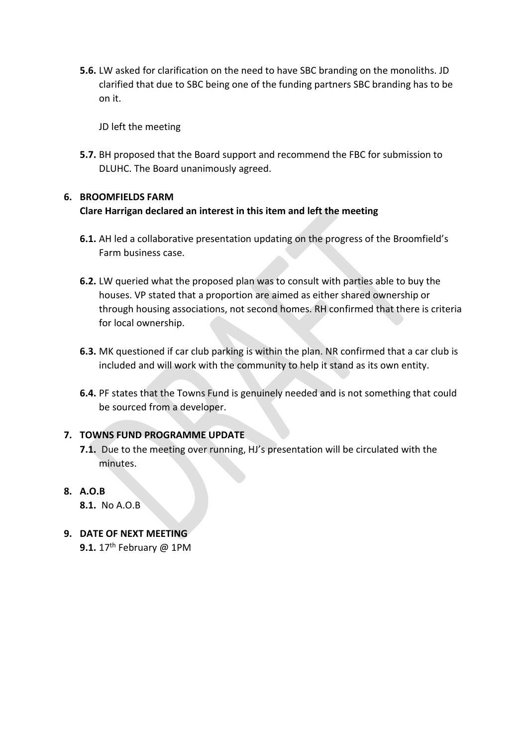**5.6.** LW asked for clarification on the need to have SBC branding on the monoliths. JD clarified that due to SBC being one of the funding partners SBC branding has to be on it.

JD left the meeting

**5.7.** BH proposed that the Board support and recommend the FBC for submission to DLUHC. The Board unanimously agreed.

## 6. BROOMFIELDS FARM

**Clare Harrigan declared an interest in this item and left the meeting**

**6.1.** AH led a collaborative presentation updating on the progress of the Broomfield's Farm business case.

**6.2.** LW queried what the proposed plan was to consult with parties able to buy the houses. VP stated that a proportion are aimed as either shared ownership or through housing associations, not second homes. RH confirmed that there is criteria for local ownership.

**6.3.** MK questioned if car club parking is within the plan. NR confirmed that a car club is included and will work with the community to help it stand as its own entity.

**6.4.** PF states that the Towns Fund is genuinely needed and is not something that could be sourced from a developer.

## 7. TOWNS FUND PROGRAMME UPDATE

**7.1.** Due to the meeting over running, HJ's presentation will be circulated with the minutes.

## 8. A.O.B

**8.1.** No A.O.B

## 9. DATE OF NEXT MEETING

**9.1.** 17th February @ 1PM